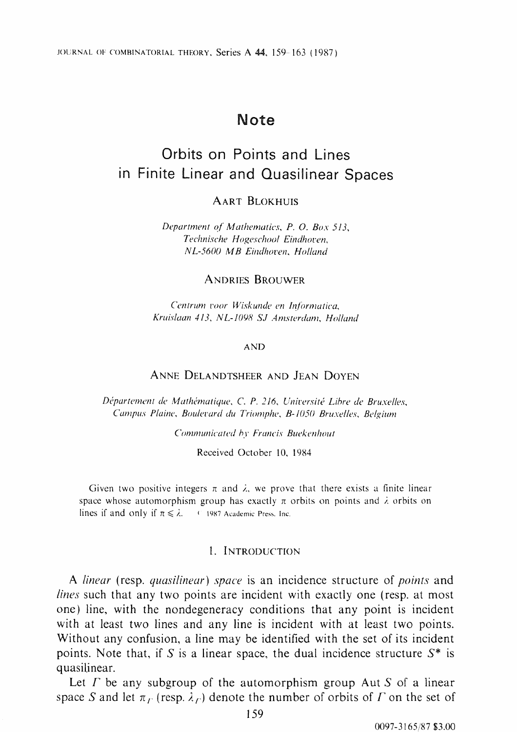# Note

## Orbits on Points and Lines in Finite Linear and Quasilinear Spaces

AART BLOKHUIS

*Department of Mathematics, P. O. Box 513, Technische Hogeschool Eindhoven, NL-5600 MB Eindhoven, Holland*

ANDRIES BROUWER

*Centrum voor Wiskunde en Informatica, Kruislaan 413, NL-1098 SJ Amsterdam, Holland*

AND

ANNE DELANDTSHEER AND JEAN DOYEN

*Département de Mathématique, C. P. 216, Université Libre de Bruxelles, Campus Plaine, Boulevard du Triomphe, B-1050 Bruxelles, Belgium*

*Communicated by Francis Buekenhout*

Received October 10, 1984

Given two positive integers $\pi$ and $\lambda$, we prove that there exists a finite linear space whose automorphism group has exactly $\pi$ orbits on points and $\lambda$ orbits on lines if and only if $\pi \leqslant \lambda$. © 1987 Academic Press, Inc.

### 1. INTRODUCTION

A *linear* (resp. *quasilinear*) *space* is an incidence structure of *points* and *lines* such that any two points are incident with exactly one (resp. at most one) line, with the nondegeneracy conditions that any point is incident with at least two lines and any line is incident with at least two points. Without any confusion, a line may be identified with the set of its incident points. Note that, if $S$ is a linear space, the dual incidence structure $S^*$ is quasilinear.

Let $\Gamma$ be any subgroup of the automorphism group Aut $S$ of a linear space $S$ and let $\pi_\Gamma$ (resp. $\lambda_\Gamma$) denote the number of orbits of $\Gamma$ on the set of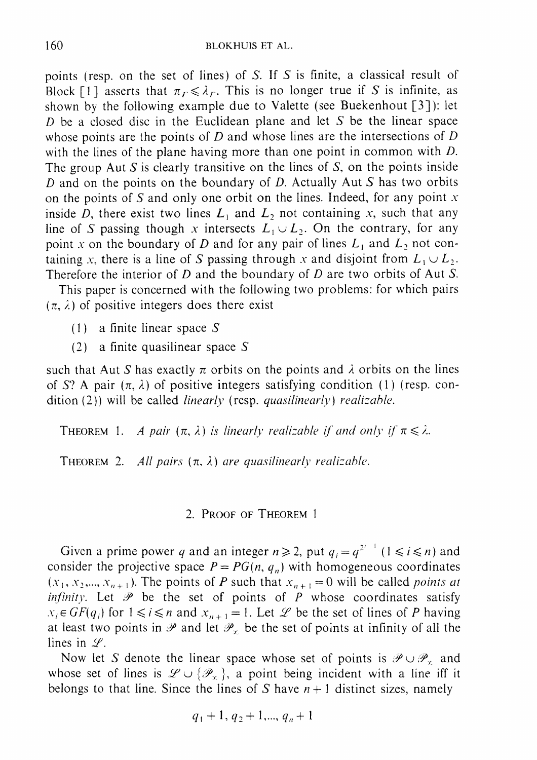points (resp. on the set of lines) of $S$. If $S$ is finite, a classical result of Block [1] asserts that $\pi_\Gamma \leqslant \lambda_\Gamma$. This is no longer true if $S$ is infinite, as shown by the following example due to Valette (see Buekenhout [3]): let $D$ be a closed disc in the Euclidean plane and let $S$ be the linear space whose points are the points of $D$ and whose lines are the intersections of $D$ with the lines of the plane having more than one point in common with $D$. The group Aut $S$ is clearly transitive on the lines of $S$, on the points inside $D$ and on the points on the boundary of $D$. Actually Aut $S$ has two orbits on the points of $S$ and only one orbit on the lines. Indeed, for any point $x$ inside $D$, there exist two lines $L_1$ and $L_2$ not containing $x$, such that any line of $S$ passing though $x$ intersects $L_1 \cup L_2$. On the contrary, for any point $x$ on the boundary of $D$ and for any pair of lines $L_1$ and $L_2$ not containing $x$, there is a line of $S$ passing through $x$ and disjoint from $L_1 \cup L_2$. Therefore the interior of $D$ and the boundary of $D$ are two orbits of Aut $S$.

This paper is concerned with the following two problems: for which pairs $(\pi, \lambda)$ of positive integers does there exist

(1) a finite linear space $S$

(2) a finite quasilinear space $S$

such that Aut $S$ has exactly $\pi$ orbits on the points and $\lambda$ orbits on the lines of $S$? A pair $(\pi, \lambda)$ of positive integers satisfying condition (1) (resp. condition (2)) will be called *linearly* (resp. *quasilinearly*) *realizable*.

THEOREM 1. *A pair $(\pi, \lambda)$ is linearly realizable if and only if $\pi \leqslant \lambda$.*

THEOREM 2. *All pairs $(\pi, \lambda)$ are quasilinearly realizable.*

## 2. Proof of Theorem 1

Given a prime power $q$ and an integer $n \geqslant 2$, put $q_i = q^{2^{i-1}}$ $(1 \leqslant i \leqslant n)$ and consider the projective space $P = PG(n, q_n)$ with homogeneous coordinates $(x_1, x_2, \ldots, x_{n+1})$. The points of $P$ such that $x_{n+1} = 0$ will be called *points at infinity*. Let $\mathscr{P}$ be the set of points of $P$ whose coordinates satisfy $x_i \in GF(q_i)$ for $1 \leqslant i \leqslant n$ and $x_{n+1} = 1$. Let $\mathscr{L}$ be the set of lines of $P$ having at least two points in $\mathscr{P}$ and let $\mathscr{P}_\infty$ be the set of points at infinity of all the lines in $\mathscr{L}$.

Now let $S$ denote the linear space whose set of points is $\mathscr{P} \cup \mathscr{P}_\infty$ and whose set of lines is $\mathscr{L} \cup \{\mathscr{P}_\infty\}$, a point being incident with a line iff it belongs to that line. Since the lines of $S$ have $n+1$ distinct sizes, namely

$$q_1 + 1, q_2 + 1, \ldots, q_n + 1$$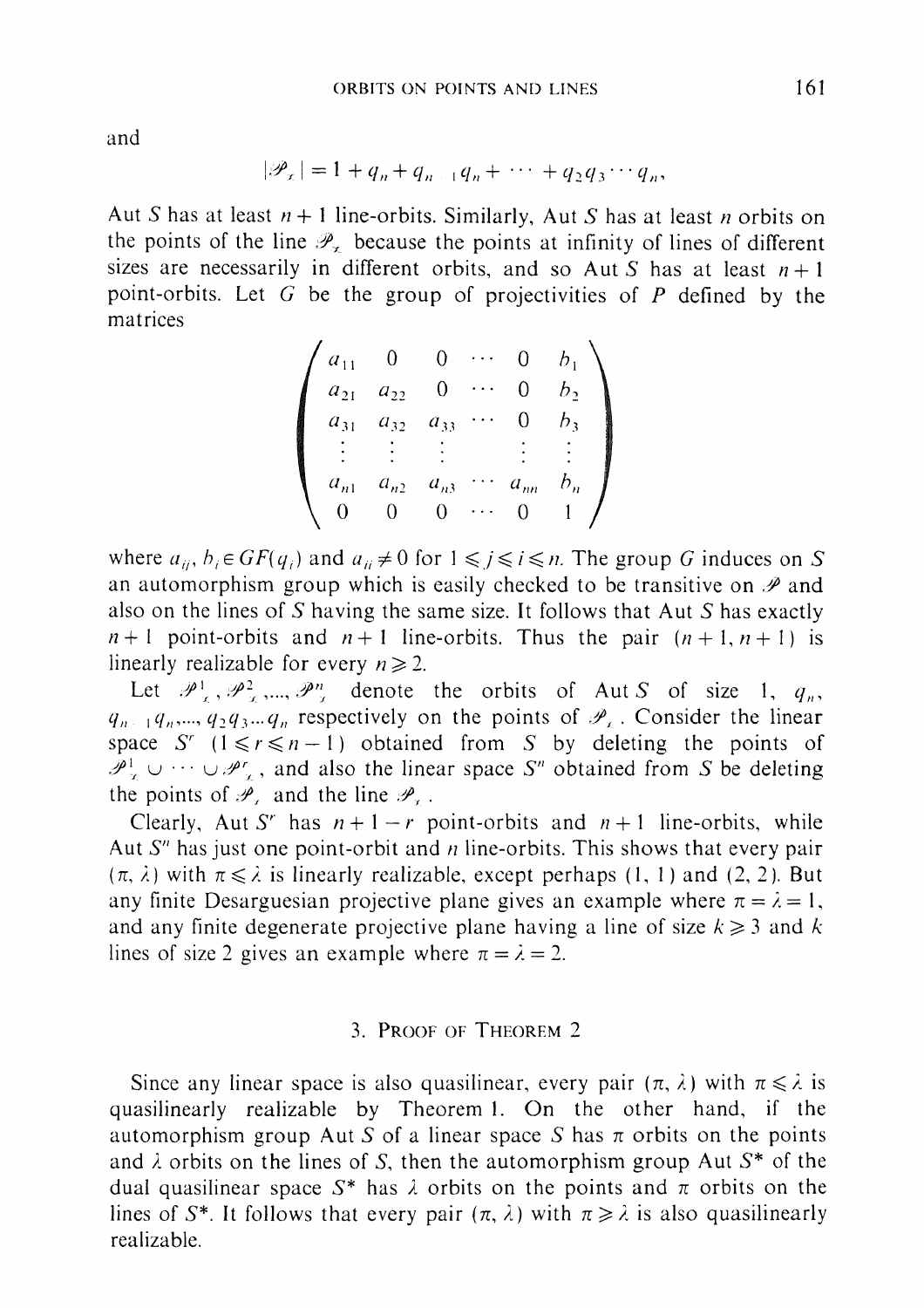and

$$|\mathscr{P}_\infty| = 1 + q_n + q_{n-1}q_n + \cdots + q_2 q_3 \cdots q_n,$$

Aut $S$ has at least $n+1$ line-orbits. Similarly, Aut $S$ has at least $n$ orbits on the points of the line $\mathscr{P}_\infty$ because the points at infinity of lines of different sizes are necessarily in different orbits, and so Aut $S$ has at least $n+1$ point-orbits. Let $G$ be the group of projectivities of $P$ defined by the matrices

$$\begin{pmatrix} a_{11} & 0 & 0 & \cdots & 0 & b_1 \\ a_{21} & a_{22} & 0 & \cdots & 0 & b_2 \\ a_{31} & a_{32} & a_{33} & \cdots & 0 & b_3 \\ \vdots & \vdots & \vdots & & \vdots & \vdots \\ a_{n1} & a_{n2} & a_{n3} & \cdots & a_{nn} & b_n \\ 0 & 0 & 0 & \cdots & 0 & 1 \end{pmatrix}$$

where $a_{ij}, b_i \in GF(q_i)$ and $a_{ii} \neq 0$ for $1 \leqslant j \leqslant i \leqslant n$. The group $G$ induces on $S$ an automorphism group which is easily checked to be transitive on $\mathscr{P}$ and also on the lines of $S$ having the same size. It follows that Aut $S$ has exactly $n+1$ point-orbits and $n+1$ line-orbits. Thus the pair $(n+1, n+1)$ is linearly realizable for every $n \geqslant 2$.

Let $\mathscr{P}^1_\infty, \mathscr{P}^2_\infty, \ldots, \mathscr{P}^n_\infty$ denote the orbits of Aut $S$ of size $1$, $q_n$, $q_{n-1}q_n, \ldots, q_2q_3 \ldots q_n$ respectively on the points of $\mathscr{P}_\infty$. Consider the linear space $S^r$ $(1 \leqslant r \leqslant n-1)$ obtained from $S$ by deleting the points of $\mathscr{P}^1_\infty \cup \cdots \cup \mathscr{P}^r_\infty$, and also the linear space $S^n$ obtained from $S$ be deleting the points of $\mathscr{P}_\infty$ and the line $\mathscr{P}_\infty$.

Clearly, Aut $S^r$ has $n+1-r$ point-orbits and $n+1$ line-orbits, while Aut $S^n$ has just one point-orbit and $n$ line-orbits. This shows that every pair $(\pi, \lambda)$ with $\pi \leqslant \lambda$ is linearly realizable, except perhaps $(1, 1)$ and $(2, 2)$. But any finite Desarguesian projective plane gives an example where $\pi = \lambda = 1$, and any finite degenerate projective plane having a line of size $k \geqslant 3$ and $k$ lines of size 2 gives an example where $\pi = \lambda = 2$.

## 3. Proof of Theorem 2

Since any linear space is also quasilinear, every pair $(\pi, \lambda)$ with $\pi \leqslant \lambda$ is quasilinearly realizable by Theorem 1. On the other hand, if the automorphism group Aut $S$ of a linear space $S$ has $\pi$ orbits on the points and $\lambda$ orbits on the lines of $S$, then the automorphism group Aut $S^*$ of the dual quasilinear space $S^*$ has $\lambda$ orbits on the points and $\pi$ orbits on the lines of $S^*$. It follows that every pair $(\pi, \lambda)$ with $\pi \geqslant \lambda$ is also quasilinearly realizable.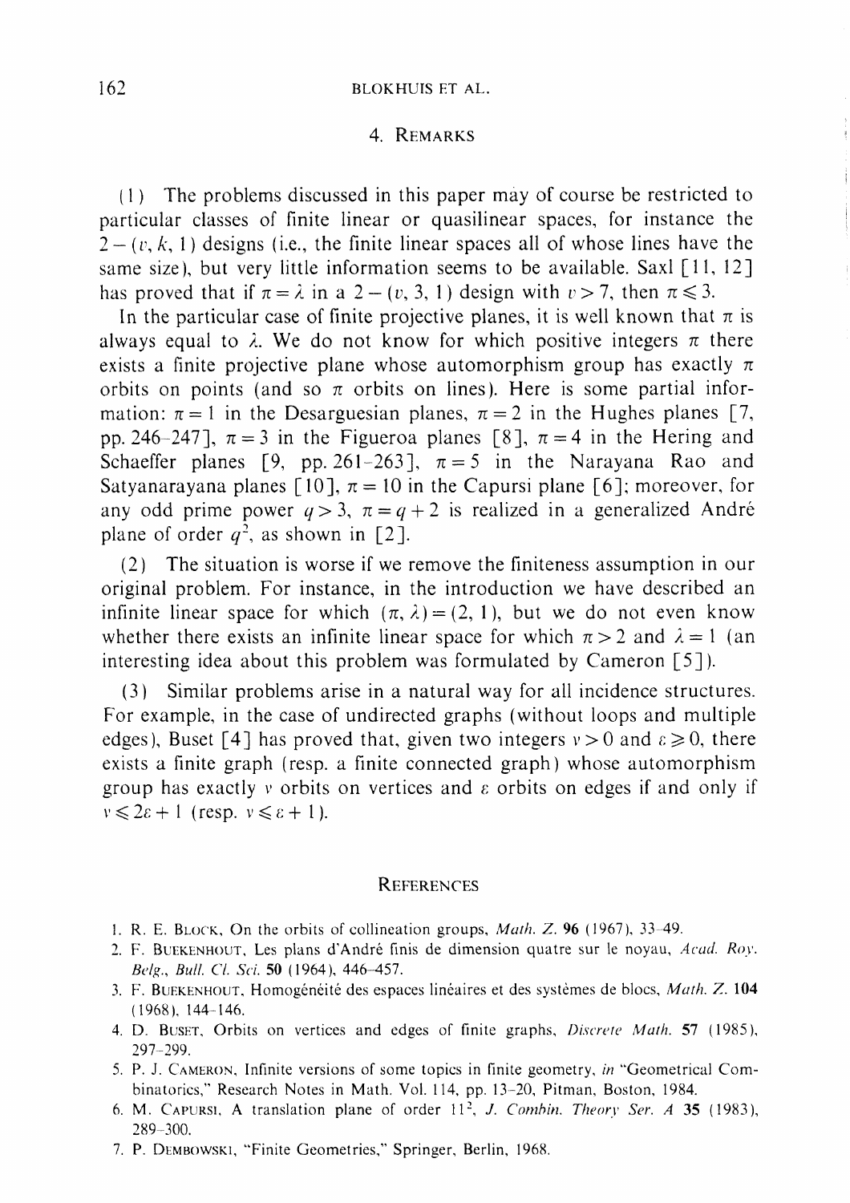## 4. Remarks

(1) The problems discussed in this paper may of course be restricted to particular classes of finite linear or quasilinear spaces, for instance the $2-(v, k, 1)$ designs (i.e., the finite linear spaces all of whose lines have the same size), but very little information seems to be available. Saxl [11, 12] has proved that if $\pi = \lambda$ in a $2-(v, 3, 1)$ design with $v > 7$, then $\pi \leqslant 3$.

In the particular case of finite projective planes, it is well known that $\pi$ is always equal to $\lambda$. We do not know for which positive integers $\pi$ there exists a finite projective plane whose automorphism group has exactly $\pi$ orbits on points (and so $\pi$ orbits on lines). Here is some partial information: $\pi = 1$ in the Desarguesian planes, $\pi = 2$ in the Hughes planes [7, pp. 246–247], $\pi = 3$ in the Figueroa planes [8], $\pi = 4$ in the Hering and Schaeffer planes [9, pp. 261–263], $\pi = 5$ in the Narayana Rao and Satyanarayana planes [10], $\pi = 10$ in the Capursi plane [6]; moreover, for any odd prime power $q > 3$, $\pi = q + 2$ is realized in a generalized André plane of order $q^2$, as shown in [2].

(2) The situation is worse if we remove the finiteness assumption in our original problem. For instance, in the introduction we have described an infinite linear space for which $(\pi, \lambda) = (2, 1)$, but we do not even know whether there exists an infinite linear space for which $\pi > 2$ and $\lambda = 1$ (an interesting idea about this problem was formulated by Cameron [5]).

(3) Similar problems arise in a natural way for all incidence structures. For example, in the case of undirected graphs (without loops and multiple edges), Buset [4] has proved that, given two integers $v > 0$ and $\varepsilon \geqslant 0$, there exists a finite graph (resp. a finite connected graph) whose automorphism group has exactly $v$ orbits on vertices and $\varepsilon$ orbits on edges if and only if $v \leqslant 2\varepsilon + 1$ (resp. $v \leqslant \varepsilon + 1$).

## References

1. R. E. Block, On the orbits of collineation groups, *Math. Z.* **96** (1967), 33–49.
2. F. Buekenhout, Les plans d'André finis de dimension quatre sur le noyau, *Acad. Roy. Belg., Bull. Cl. Sci.* **50** (1964), 446–457.
3. F. Buekenhout, Homogénéité des espaces linéaires et des systèmes de blocs, *Math. Z.* **104** (1968), 144–146.
4. D. Buset, Orbits on vertices and edges of finite graphs, *Discrete Math.* **57** (1985), 297–299.
5. P. J. Cameron, Infinite versions of some topics in finite geometry, *in* "Geometrical Combinatorics," Research Notes in Math. Vol. 114, pp. 13–20, Pitman, Boston, 1984.
6. M. Capursi, A translation plane of order $11^2$, *J. Combin. Theory Ser. A* **35** (1983), 289–300.
7. P. Dembowski, "Finite Geometries," Springer, Berlin, 1968.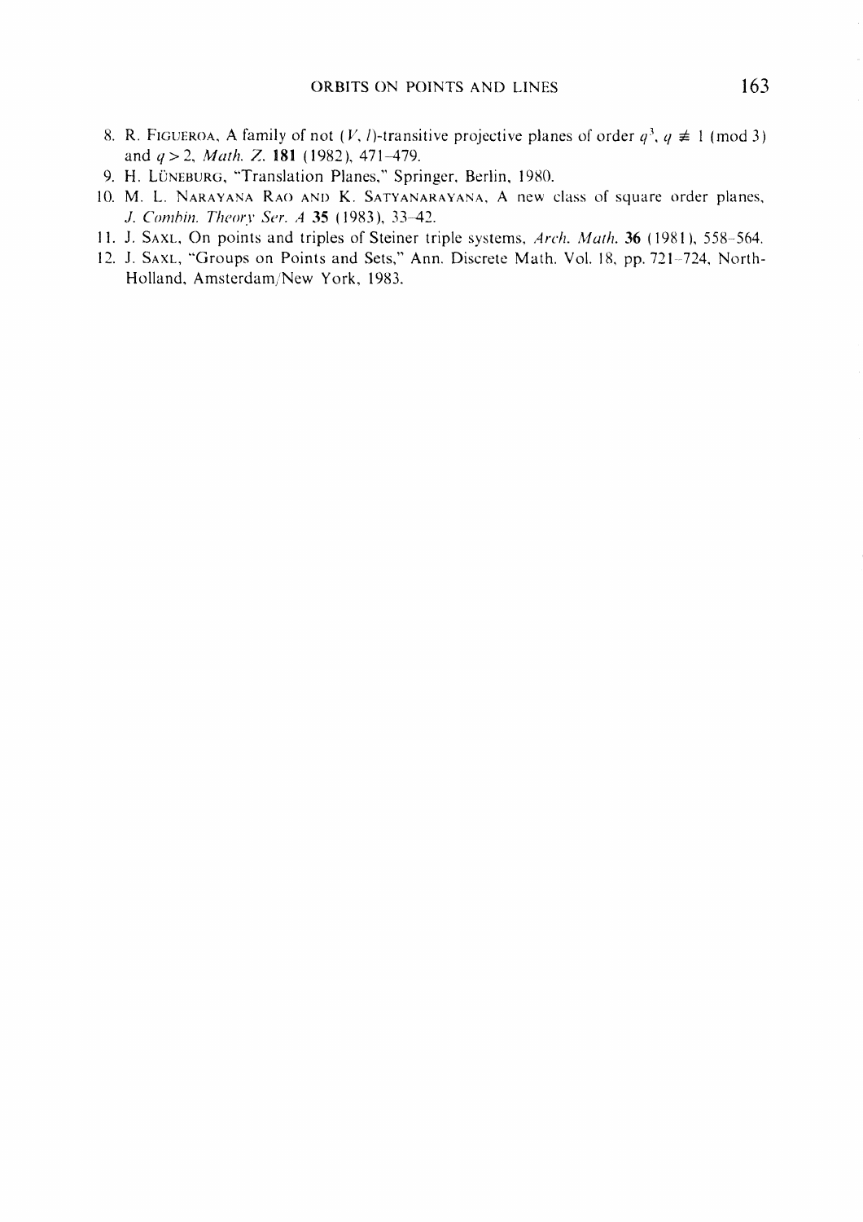8. R. Figueroa, A family of not $(V, l)$-transitive projective planes of order $q^3$, $q \not\equiv 1 \pmod 3$ and $q > 2$, *Math. Z.* **181** (1982), 471–479.
9. H. Lüneburg, "Translation Planes," Springer, Berlin, 1980.
10. M. L. Narayana Rao and K. Satyanarayana, A new class of square order planes, *J. Combin. Theory Ser. A* **35** (1983), 33–42.
11. J. Saxl, On points and triples of Steiner triple systems, *Arch. Math.* **36** (1981), 558–564.
12. J. Saxl, "Groups on Points and Sets," Ann. Discrete Math. Vol. 18, pp. 721–724, North-Holland, Amsterdam/New York, 1983.